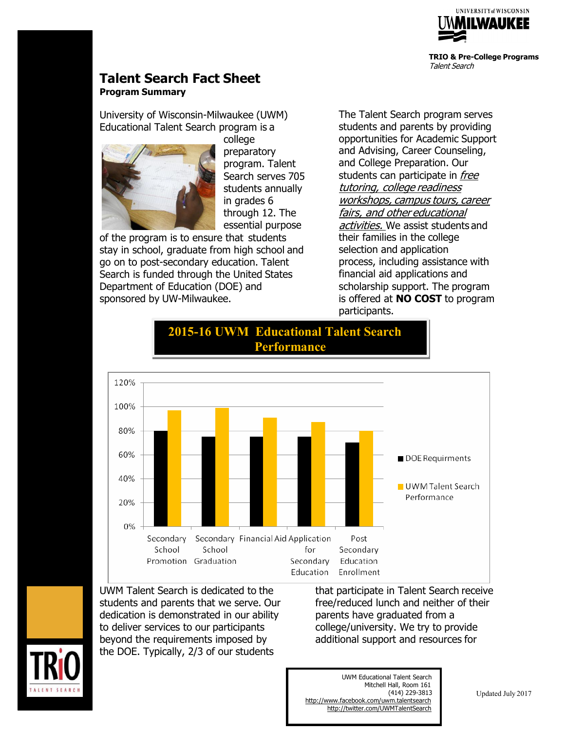UNIVERSITY of WISCONSIN
UWMILWAUKEE

**TRIO & Pre-College Programs**
*Talent Search*

# Talent Search Fact Sheet

**Program Summary**

University of Wisconsin-Milwaukee (UWM) Educational Talent Search program is a college preparatory program. Talent Search serves 705 students annually in grades 6 through 12. The essential purpose of the program is to ensure that students stay in school, graduate from high school and go on to post-secondary education. Talent Search is funded through the United States Department of Education (DOE) and sponsored by UW-Milwaukee.

The Talent Search program serves students and parents by providing opportunities for Academic Support and Advising, Career Counseling, and College Preparation. Our students can participate in *free tutoring, college readiness workshops, campus tours, career fairs, and other educational activities.* We assist students and their families in the college selection and application process, including assistance with financial aid applications and scholarship support. The program is offered at **NO COST** to program participants.

## 2015-16 UWM Educational Talent Search Performance

| Measure | DOE Requirments | UWM Talent Search Performance |
|---|---|---|
| Secondary School Promotion | 80% | 97% |
| Secondary School Graduation | 75% | 99% |
| Financial Aid | 75% | 91% |
| Application for Secondary Education | 75% | 87% |
| Post Secondary Education Enrollment | 70% | 80% |

UWM Talent Search is dedicated to the students and parents that we serve. Our dedication is demonstrated in our ability to deliver services to our participants beyond the requirements imposed by the DOE. Typically, 2/3 of our students that participate in Talent Search receive free/reduced lunch and neither of their parents have graduated from a college/university. We try to provide additional support and resources for

UWM Educational Talent Search
Mitchell Hall, Room 161
(414) 229-3813
http://www.facebook.com/uwm.talentsearch
http://twitter.com/UWMTalentSearch

Updated July 2017

TRiO TALENT SEARCH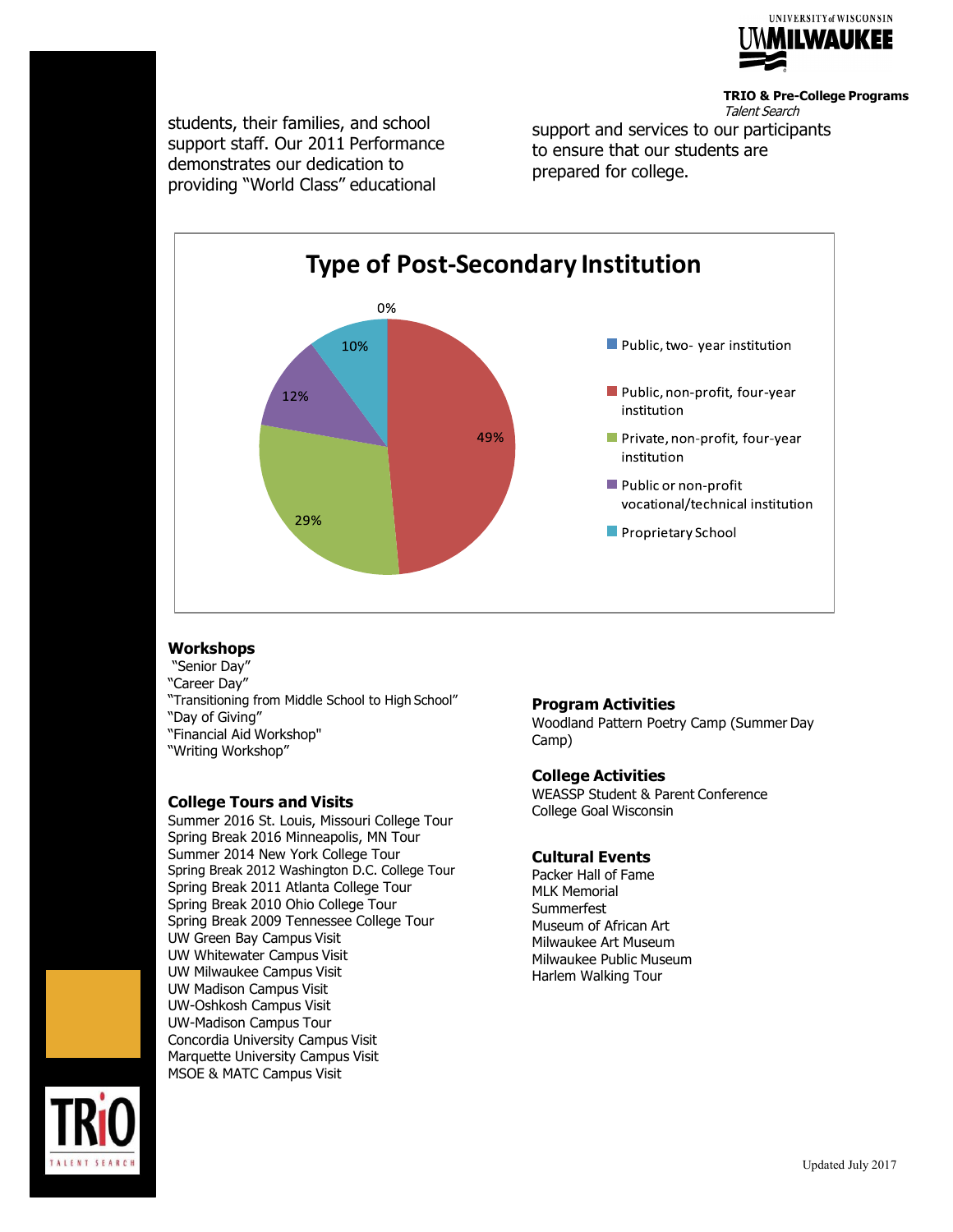students, their families, and school support staff. Our 2011 Performance demonstrates our dedication to providing "World Class" educational support and services to our participants to ensure that our students are prepared for college.

**Type of Post-Secondary Institution**

| Type | Percentage |
|---|---|
| Public, two- year institution | 0% |
| Public, non-profit, four-year institution | 49% |
| Private, non-profit, four-year institution | 29% |
| Public or non-profit vocational/technical institution | 12% |
| Proprietary School | 10% |

### Workshops

"Senior Day"
"Career Day"
"Transitioning from Middle School to High School"
"Day of Giving"
"Financial Aid Workshop"
"Writing Workshop"

### College Tours and Visits

Summer 2016 St. Louis, Missouri College Tour
Spring Break 2016 Minneapolis, MN Tour
Summer 2014 New York College Tour
Spring Break 2012 Washington D.C. College Tour
Spring Break 2011 Atlanta College Tour
Spring Break 2010 Ohio College Tour
Spring Break 2009 Tennessee College Tour
UW Green Bay Campus Visit
UW Whitewater Campus Visit
UW Milwaukee Campus Visit
UW Madison Campus Visit
UW-Oshkosh Campus Visit
UW-Madison Campus Tour
Concordia University Campus Visit
Marquette University Campus Visit
MSOE & MATC Campus Visit

### Program Activities

Woodland Pattern Poetry Camp (Summer Day Camp)

### College Activities

WEASSP Student & Parent Conference
College Goal Wisconsin

### Cultural Events

Packer Hall of Fame
MLK Memorial
Summerfest
Museum of African Art
Milwaukee Art Museum
Milwaukee Public Museum
Harlem Walking Tour

Updated July 2017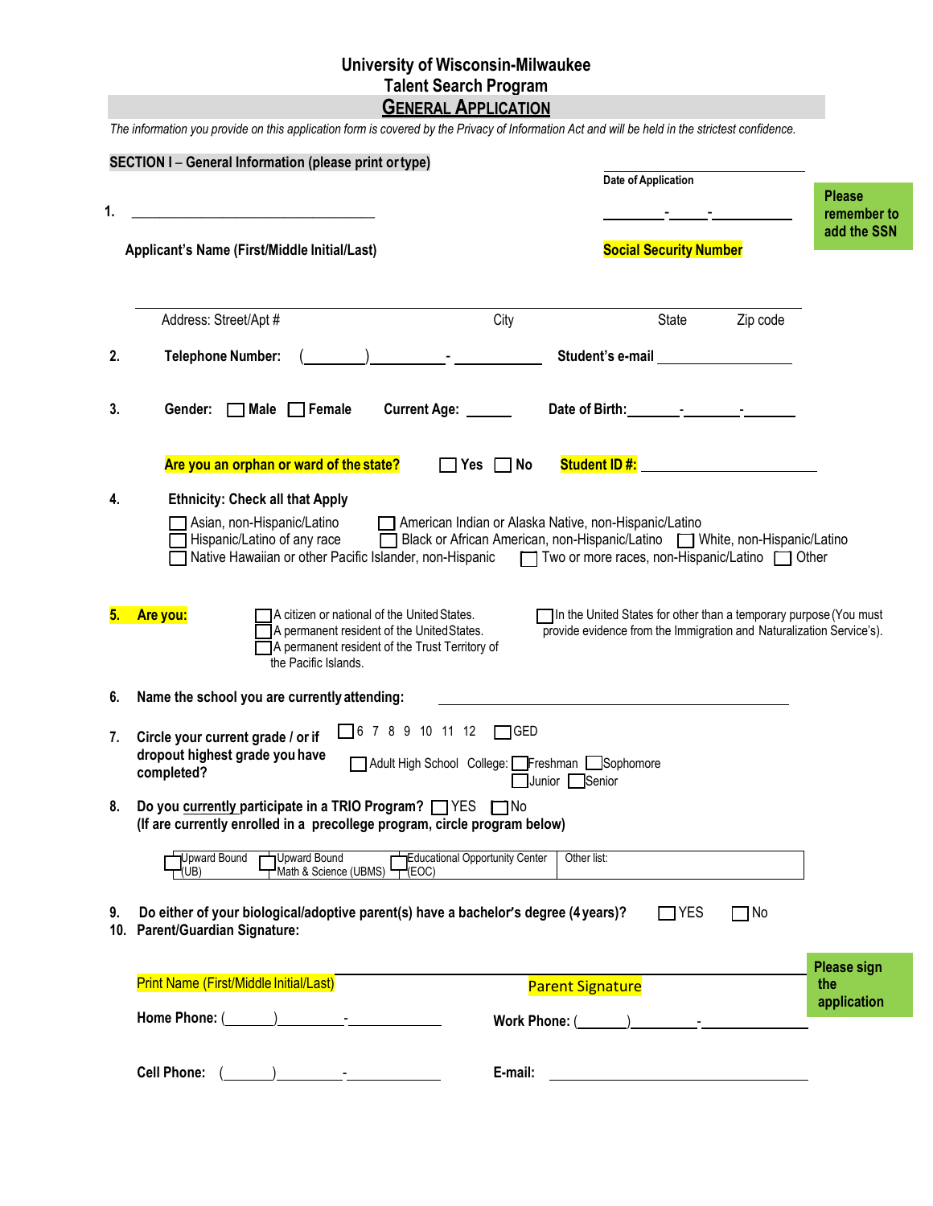# University of Wisconsin-Milwaukee
## Talent Search Program
## GENERAL APPLICATION

*The information you provide on this application form is covered by the Privacy of Information Act and will be held in the strictest confidence.*

**SECTION I – General Information (please print or type)**

Date of Application

**1.** ______________________________ ________-_____-__________

**Applicant's Name (First/Middle Initial/Last)** **Social Security Number**

**Please remember to add the SSN**

______________________________________________________________

Address: Street/Apt # City State Zip code

**2. Telephone Number:** (________)__________-___________ **Student's e-mail** ________________

**3. Gender:** ☐ **Male** ☐ **Female** **Current Age:** ______ **Date of Birth:**_______-________-_______

**Are you an orphan or ward of the state?** ☐ **Yes** ☐ **No** **Student ID #:** ____________________

**4. Ethnicity: Check all that Apply**

- ☐ Asian, non-Hispanic/Latino
- ☐ American Indian or Alaska Native, non-Hispanic/Latino
- ☐ Hispanic/Latino of any race
- ☐ Black or African American, non-Hispanic/Latino
- ☐ White, non-Hispanic/Latino
- ☐ Native Hawaiian or other Pacific Islander, non-Hispanic
- ☐ Two or more races, non-Hispanic/Latino
- ☐ Other

**5. Are you:**

- ☐ A citizen or national of the United States.
- ☐ A permanent resident of the United States.
- ☐ A permanent resident of the Trust Territory of the Pacific Islands.
- ☐ In the United States for other than a temporary purpose (You must provide evidence from the Immigration and Naturalization Service's).

**6. Name the school you are currently attending:** ______________________________

**7. Circle your current grade / or if dropout highest grade you have completed?**

☐ 6 7 8 9 10 11 12 ☐ GED

☐ Adult High School College: ☐ Freshman ☐ Sophomore ☐ Junior ☐ Senior

**8. Do you currently participate in a TRIO Program?** ☐ YES ☐ No
**(If are currently enrolled in a precollege program, circle program below)**

| ☐ Upward Bound (UB) | ☐ Upward Bound Math & Science (UBMS) | ☐ Educational Opportunity Center (EOC) | Other list: |
|---|---|---|---|

**9. Do either of your biological/adoptive parent(s) have a bachelor's degree (4 years)?** ☐ YES ☐ No

**10. Parent/Guardian Signature:**

______________________________ ______________________________

Print Name (First/Middle Initial/Last) Parent Signature

**Please sign the application**

**Home Phone:** (_______)_________-____________ **Work Phone:** (_______)_________-____________

**Cell Phone:** (_______)_________-____________ **E-mail:** ______________________________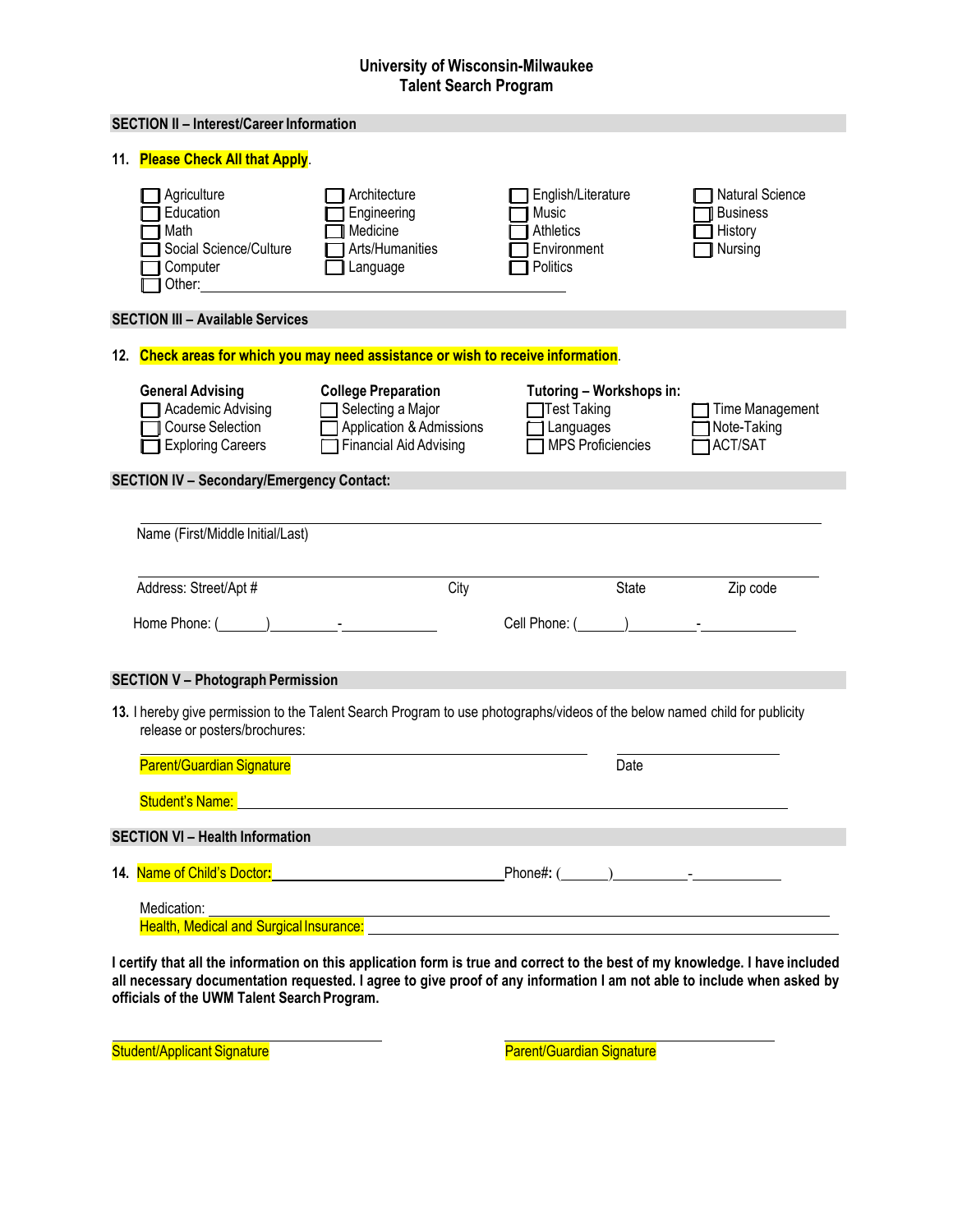## University of Wisconsin-Milwaukee
## Talent Search Program

### SECTION II – Interest/Career Information

11. **Please Check All that Apply**.

- ☐ Agriculture
- ☐ Education
- ☐ Math
- ☐ Social Science/Culture
- ☐ Computer
- ☐ Other: ____________________________________________
- ☐ Architecture
- ☐ Engineering
- ☐ Medicine
- ☐ Arts/Humanities
- ☐ Language
- ☐ English/Literature
- ☐ Music
- ☐ Athletics
- ☐ Environment
- ☐ Politics
- ☐ Natural Science
- ☐ Business
- ☐ History
- ☐ Nursing

### SECTION III – Available Services

12. **Check areas for which you may need assistance or wish to receive information**.

**General Advising**
- ☐ Academic Advising
- ☐ Course Selection
- ☐ Exploring Careers

**College Preparation**
- ☐ Selecting a Major
- ☐ Application & Admissions
- ☐ Financial Aid Advising

**Tutoring – Workshops in:**
- ☐ Test Taking
- ☐ Languages
- ☐ MPS Proficiencies
- ☐ Time Management
- ☐ Note-Taking
- ☐ ACT/SAT

### SECTION IV – Secondary/Emergency Contact:

____________________________________________

Name (First/Middle Initial/Last)

____________________________________________

Address: Street/Apt # City State Zip code

Home Phone: (______)_________-____________ Cell Phone: (______)_________-____________

### SECTION V – Photograph Permission

13. I hereby give permission to the Talent Search Program to use photographs/videos of the below named child for publicity release or posters/brochures:

____________________________________________ ______________

Parent/Guardian Signature Date

Student's Name: ____________________________________________

### SECTION VI – Health Information

14. Name of Child's Doctor: ______________________________ Phone#: (______)_________-____________

Medication: ____________________________________________

Health, Medical and Surgical Insurance: ____________________________________________

**I certify that all the information on this application form is true and correct to the best of my knowledge. I have included all necessary documentation requested. I agree to give proof of any information I am not able to include when asked by officials of the UWM Talent Search Program.**

______________________________ ______________________________

Student/Applicant Signature Parent/Guardian Signature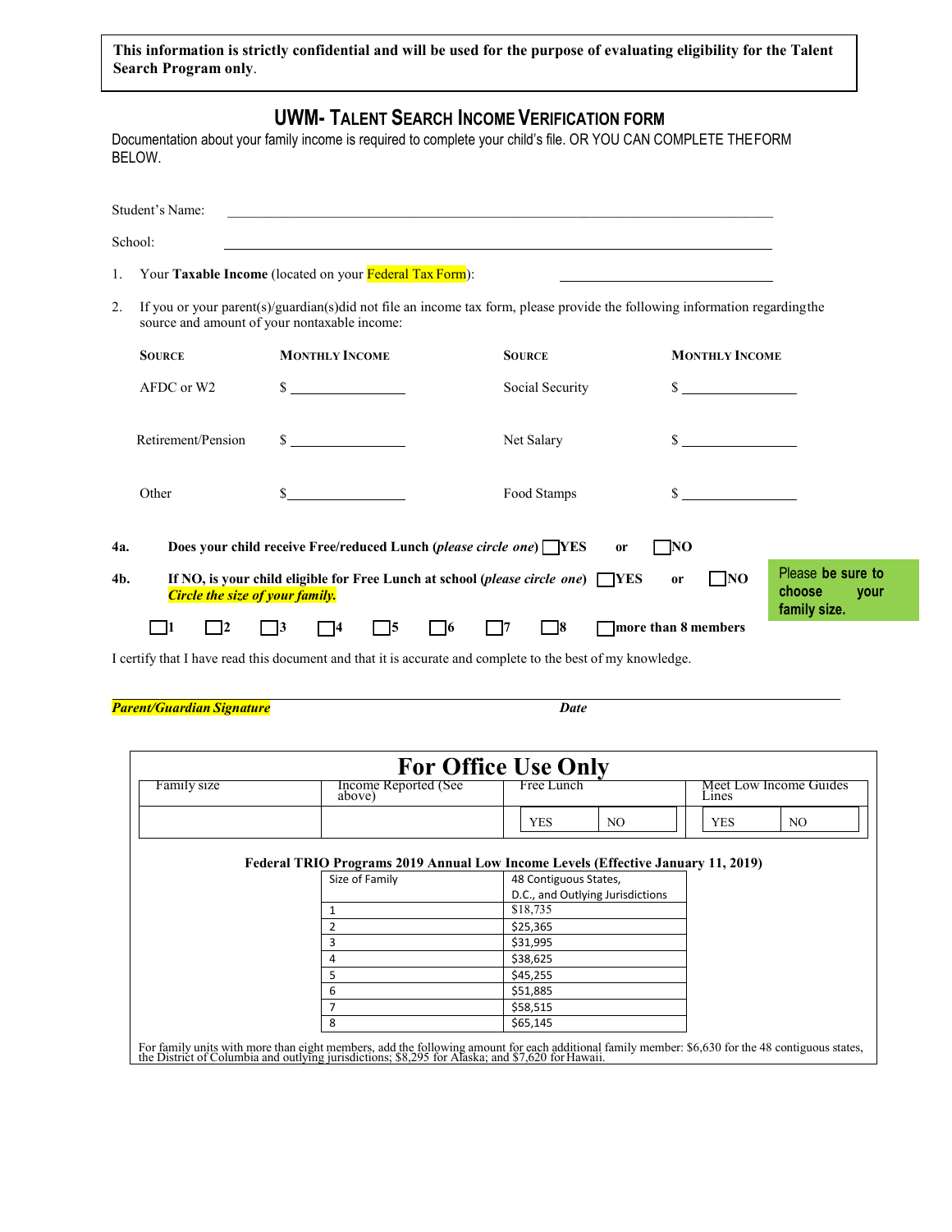**This information is strictly confidential and will be used for the purpose of evaluating eligibility for the Talent Search Program only**.

## UWM- TALENT SEARCH INCOME VERIFICATION FORM

Documentation about your family income is required to complete your child's file. OR YOU CAN COMPLETE THE FORM BELOW.

Student's Name: ______________________________________________

School: ______________________________________________

1. Your **Taxable Income** (located on your Federal Tax Form): ____________________

2. If you or your parent(s)/guardian(s)did not file an income tax form, please provide the following information regarding the source and amount of your nontaxable income:

| SOURCE | MONTHLY INCOME | SOURCE | MONTHLY INCOME |
|---|---|---|---|
| AFDC or W2 | $ ____________ | Social Security | $ ____________ |
| Retirement/Pension | $ ____________ | Net Salary | $ ____________ |
| Other | $ ____________ | Food Stamps | $ ____________ |

**4a.** **Does your child receive Free/reduced Lunch (*please circle one*) ☐YES or ☐NO**

**4b.** **If NO, is your child eligible for Free Lunch at school (*please circle one*) ☐YES or ☐NO**
***Circle the size of your family.***

Please **be sure to choose your family size.**

☐1 ☐2 ☐3 ☐4 ☐5 ☐6 ☐7 ☐8 ☐**more than 8 members**

I certify that I have read this document and that it is accurate and complete to the best of my knowledge.

***Parent/Guardian Signature*** ______________________________ ***Date***

## For Office Use Only

| Family size | Income Reported (See above) | Free Lunch | Meet Low Income Guides Lines |
|---|---|---|---|
| | | YES / NO | YES / NO |

**Federal TRIO Programs 2019 Annual Low Income Levels (Effective January 11, 2019)**

| Size of Family | 48 Contiguous States, D.C., and Outlying Jurisdictions |
|---|---|
| 1 | $18,735 |
| 2 | $25,365 |
| 3 | $31,995 |
| 4 | $38,625 |
| 5 | $45,255 |
| 6 | $51,885 |
| 7 | $58,515 |
| 8 | $65,145 |

For family units with more than eight members, add the following amount for each additional family member: $6,630 for the 48 contiguous states, the District of Columbia and outlying jurisdictions; $8,295 for Alaska; and $7,620 for Hawaii.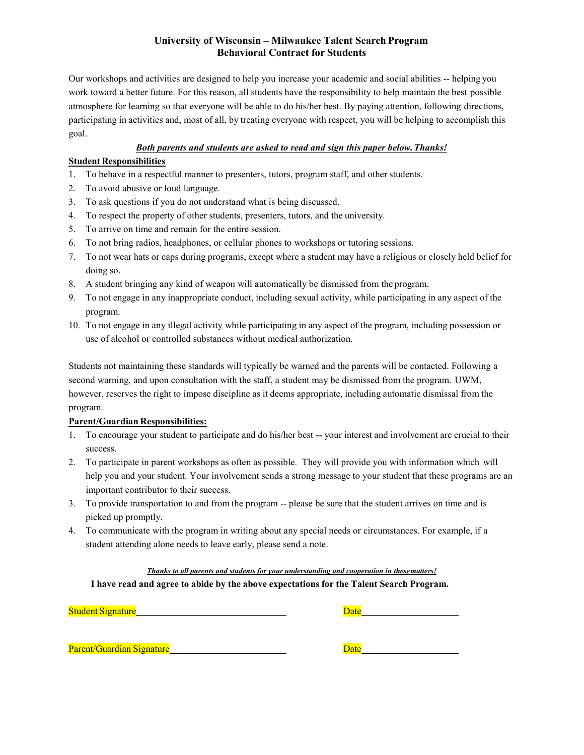# University of Wisconsin – Milwaukee Talent Search Program
## Behavioral Contract for Students

Our workshops and activities are designed to help you increase your academic and social abilities -- helping you work toward a better future. For this reason, all students have the responsibility to help maintain the best possible atmosphere for learning so that everyone will be able to do his/her best. By paying attention, following directions, participating in activities and, most of all, by treating everyone with respect, you will be helping to accomplish this goal.

***Both parents and students are asked to read and sign this paper below. Thanks!***

**Student Responsibilities**

1. To behave in a respectful manner to presenters, tutors, program staff, and other students.
2. To avoid abusive or loud language.
3. To ask questions if you do not understand what is being discussed.
4. To respect the property of other students, presenters, tutors, and the university.
5. To arrive on time and remain for the entire session.
6. To not bring radios, headphones, or cellular phones to workshops or tutoring sessions.
7. To not wear hats or caps during programs, except where a student may have a religious or closely held belief for doing so.
8. A student bringing any kind of weapon will automatically be dismissed from the program.
9. To not engage in any inappropriate conduct, including sexual activity, while participating in any aspect of the program.
10. To not engage in any illegal activity while participating in any aspect of the program, including possession or use of alcohol or controlled substances without medical authorization.

Students not maintaining these standards will typically be warned and the parents will be contacted. Following a second warning, and upon consultation with the staff, a student may be dismissed from the program. UWM, however, reserves the right to impose discipline as it deems appropriate, including automatic dismissal from the program.

**Parent/Guardian Responsibilities:**

1. To encourage your student to participate and do his/her best -- your interest and involvement are crucial to their success.
2. To participate in parent workshops as often as possible. They will provide you with information which will help you and your student. Your involvement sends a strong message to your student that these programs are an important contributor to their success.
3. To provide transportation to and from the program -- please be sure that the student arrives on time and is picked up promptly.
4. To communicate with the program in writing about any special needs or circumstances. For example, if a student attending alone needs to leave early, please send a note.

***Thanks to all parents and students for your understanding and cooperation in thesematters!***

**I have read and agree to abide by the above expectations for the Talent Search Program.**

Student Signature_______________________________ Date____________________

Parent/Guardian Signature________________________ Date____________________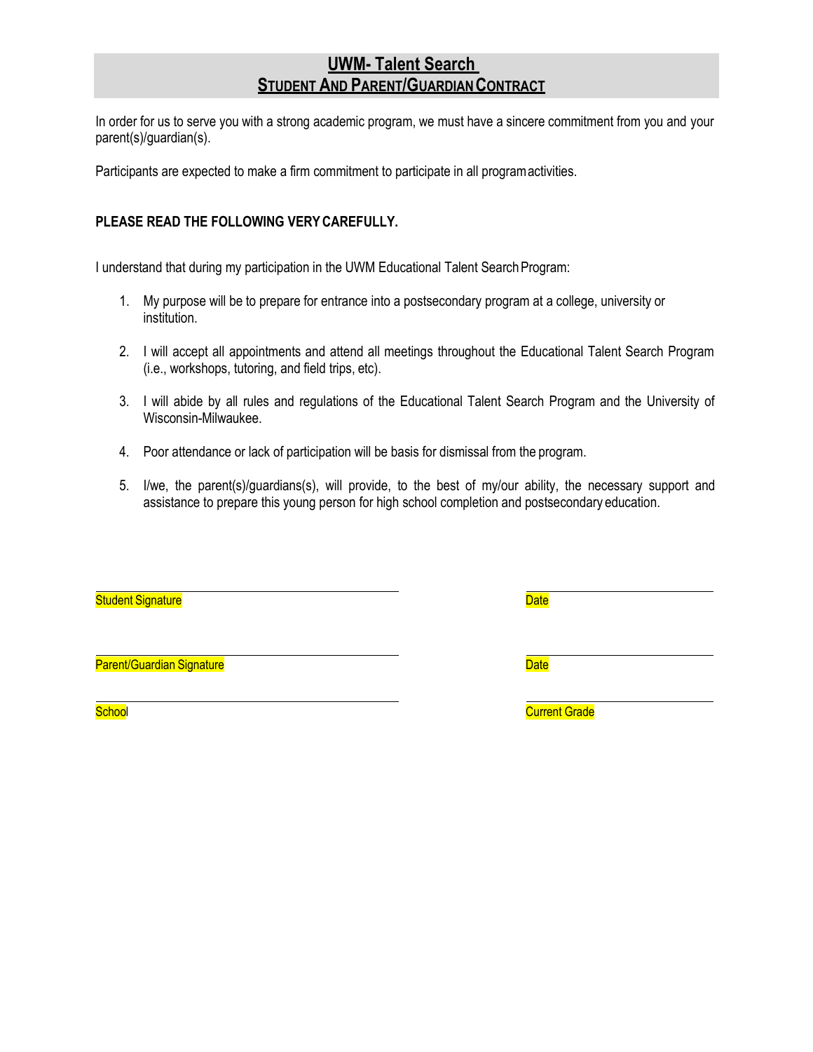# UWM- Talent Search
## STUDENT AND PARENT/GUARDIAN CONTRACT

In order for us to serve you with a strong academic program, we must have a sincere commitment from you and your parent(s)/guardian(s).

Participants are expected to make a firm commitment to participate in all program activities.

**PLEASE READ THE FOLLOWING VERY CAREFULLY.**

I understand that during my participation in the UWM Educational Talent Search Program:

1. My purpose will be to prepare for entrance into a postsecondary program at a college, university or institution.
2. I will accept all appointments and attend all meetings throughout the Educational Talent Search Program (i.e., workshops, tutoring, and field trips, etc).
3. I will abide by all rules and regulations of the Educational Talent Search Program and the University of Wisconsin-Milwaukee.
4. Poor attendance or lack of participation will be basis for dismissal from the program.
5. I/we, the parent(s)/guardians(s), will provide, to the best of my/our ability, the necessary support and assistance to prepare this young person for high school completion and postsecondary education.

______________________________ ______________
Student Signature Date

______________________________ ______________
Parent/Guardian Signature Date

______________________________ ______________
School Current Grade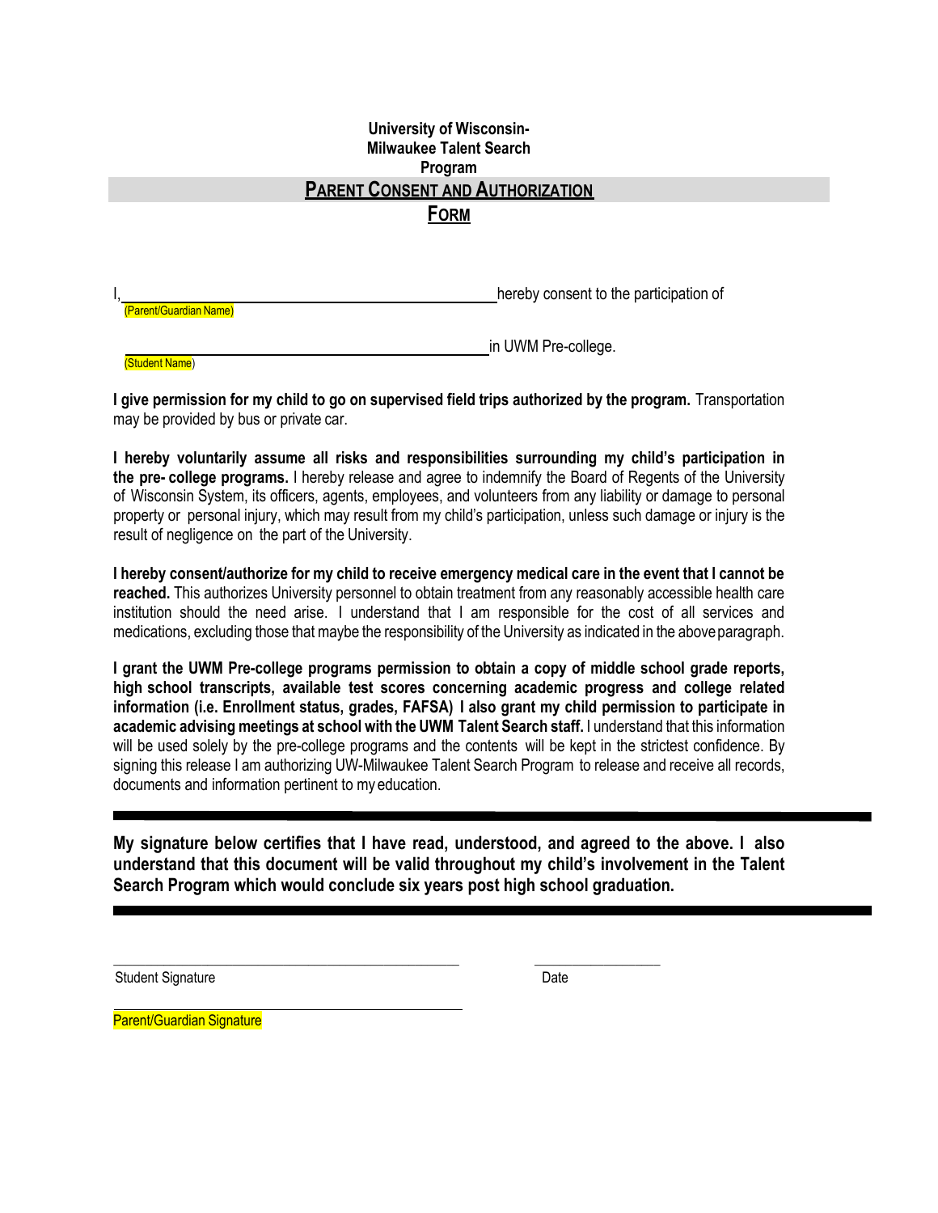**University of Wisconsin-**
**Milwaukee Talent Search**
**Program**

## PARENT CONSENT AND AUTHORIZATION FORM

I, \_\_\_\_\_\_\_\_\_\_\_\_\_\_\_\_\_\_\_\_\_\_\_\_\_\_\_\_\_\_\_\_\_\_\_\_\_\_\_\_\_\_ hereby consent to the participation of
(Parent/Guardian Name)

\_\_\_\_\_\_\_\_\_\_\_\_\_\_\_\_\_\_\_\_\_\_\_\_\_\_\_\_\_\_\_\_\_\_\_\_\_\_\_\_\_\_ in UWM Pre-college.
(Student Name)

**I give permission for my child to go on supervised field trips authorized by the program.** Transportation may be provided by bus or private car.

**I hereby voluntarily assume all risks and responsibilities surrounding my child's participation in the pre- college programs.** I hereby release and agree to indemnify the Board of Regents of the University of Wisconsin System, its officers, agents, employees, and volunteers from any liability or damage to personal property or personal injury, which may result from my child's participation, unless such damage or injury is the result of negligence on the part of the University.

**I hereby consent/authorize for my child to receive emergency medical care in the event that I cannot be reached.** This authorizes University personnel to obtain treatment from any reasonably accessible health care institution should the need arise. I understand that I am responsible for the cost of all services and medications, excluding those that maybe the responsibility of the University as indicated in the above paragraph.

**I grant the UWM Pre-college programs permission to obtain a copy of middle school grade reports, high school transcripts, available test scores concerning academic progress and college related information (i.e. Enrollment status, grades, FAFSA) I also grant my child permission to participate in academic advising meetings at school with the UWM Talent Search staff.** I understand that this information will be used solely by the pre-college programs and the contents will be kept in the strictest confidence. By signing this release I am authorizing UW-Milwaukee Talent Search Program to release and receive all records, documents and information pertinent to my education.

---

**My signature below certifies that I have read, understood, and agreed to the above. I also understand that this document will be valid throughout my child's involvement in the Talent Search Program which would conclude six years post high school graduation.**

---

\_\_\_\_\_\_\_\_\_\_\_\_\_\_\_\_\_\_\_\_\_\_\_\_\_\_\_\_\_\_\_\_\_\_\_\_\_\_\_\_\_\_ \_\_\_\_\_\_\_\_\_\_\_\_\_\_\_\_
Student Signature Date

\_\_\_\_\_\_\_\_\_\_\_\_\_\_\_\_\_\_\_\_\_\_\_\_\_\_\_\_\_\_\_\_\_\_\_\_\_\_\_\_\_\_
Parent/Guardian Signature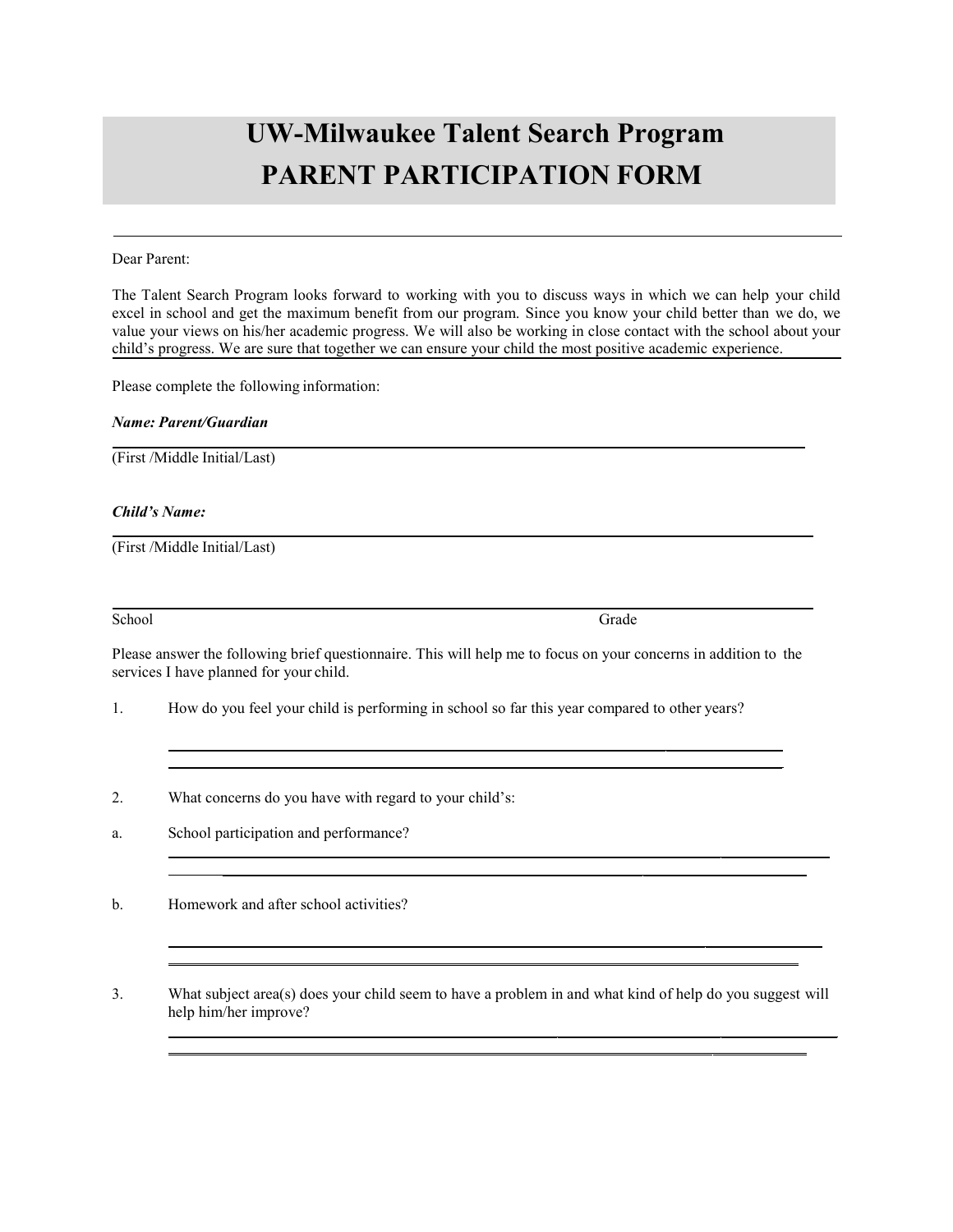# UW-Milwaukee Talent Search Program
# PARENT PARTICIPATION FORM

---

Dear Parent:

The Talent Search Program looks forward to working with you to discuss ways in which we can help your child excel in school and get the maximum benefit from our program. Since you know your child better than we do, we value your views on his/her academic progress. We will also be working in close contact with the school about your child's progress. We are sure that together we can ensure your child the most positive academic experience.

Please complete the following information:

***Name: Parent/Guardian***

\_\_\_\_\_\_\_\_\_\_\_\_\_\_\_\_\_\_\_\_\_\_\_\_\_\_\_\_\_\_\_\_\_\_\_\_\_\_\_\_\_\_\_\_\_\_\_\_\_\_\_\_\_\_\_\_\_\_\_\_\_\_\_\_\_\_\_\_\_\_\_\_

(First /Middle Initial/Last)

***Child's Name:***

\_\_\_\_\_\_\_\_\_\_\_\_\_\_\_\_\_\_\_\_\_\_\_\_\_\_\_\_\_\_\_\_\_\_\_\_\_\_\_\_\_\_\_\_\_\_\_\_\_\_\_\_\_\_\_\_\_\_\_\_\_\_\_\_\_\_\_\_\_\_\_\_

(First /Middle Initial/Last)

\_\_\_\_\_\_\_\_\_\_\_\_\_\_\_\_\_\_\_\_\_\_\_\_\_\_\_\_\_\_\_\_\_\_\_\_\_\_\_\_\_\_\_\_\_\_\_\_\_\_\_\_\_\_\_\_\_\_\_\_\_\_\_\_\_\_\_\_\_\_\_\_

School Grade

Please answer the following brief questionnaire. This will help me to focus on your concerns in addition to the services I have planned for your child.

1. How do you feel your child is performing in school so far this year compared to other years?

   \_\_\_\_\_\_\_\_\_\_\_\_\_\_\_\_\_\_\_\_\_\_\_\_\_\_\_\_\_\_\_\_\_\_\_\_\_\_\_\_\_\_\_\_\_\_\_\_\_\_\_\_\_\_\_\_\_\_\_\_\_\_\_\_

   \_\_\_\_\_\_\_\_\_\_\_\_\_\_\_\_\_\_\_\_\_\_\_\_\_\_\_\_\_\_\_\_\_\_\_\_\_\_\_\_\_\_\_\_\_\_\_\_\_\_\_\_\_\_\_\_\_\_\_\_\_\_\_\_

2. What concerns do you have with regard to your child's:

a. School participation and performance?

   \_\_\_\_\_\_\_\_\_\_\_\_\_\_\_\_\_\_\_\_\_\_\_\_\_\_\_\_\_\_\_\_\_\_\_\_\_\_\_\_\_\_\_\_\_\_\_\_\_\_\_\_\_\_\_\_\_\_\_\_\_\_\_\_

   \_\_\_\_\_\_\_\_\_\_\_\_\_\_\_\_\_\_\_\_\_\_\_\_\_\_\_\_\_\_\_\_\_\_\_\_\_\_\_\_\_\_\_\_\_\_\_\_\_\_\_\_\_\_\_\_\_\_\_\_\_\_\_\_

b. Homework and after school activities?

   \_\_\_\_\_\_\_\_\_\_\_\_\_\_\_\_\_\_\_\_\_\_\_\_\_\_\_\_\_\_\_\_\_\_\_\_\_\_\_\_\_\_\_\_\_\_\_\_\_\_\_\_\_\_\_\_\_\_\_\_\_\_\_\_

   \_\_\_\_\_\_\_\_\_\_\_\_\_\_\_\_\_\_\_\_\_\_\_\_\_\_\_\_\_\_\_\_\_\_\_\_\_\_\_\_\_\_\_\_\_\_\_\_\_\_\_\_\_\_\_\_\_\_\_\_\_\_\_\_

3. What subject area(s) does your child seem to have a problem in and what kind of help do you suggest will help him/her improve?

   \_\_\_\_\_\_\_\_\_\_\_\_\_\_\_\_\_\_\_\_\_\_\_\_\_\_\_\_\_\_\_\_\_\_\_\_\_\_\_\_\_\_\_\_\_\_\_\_\_\_\_\_\_\_\_\_\_\_\_\_\_\_\_\_

   \_\_\_\_\_\_\_\_\_\_\_\_\_\_\_\_\_\_\_\_\_\_\_\_\_\_\_\_\_\_\_\_\_\_\_\_\_\_\_\_\_\_\_\_\_\_\_\_\_\_\_\_\_\_\_\_\_\_\_\_\_\_\_\_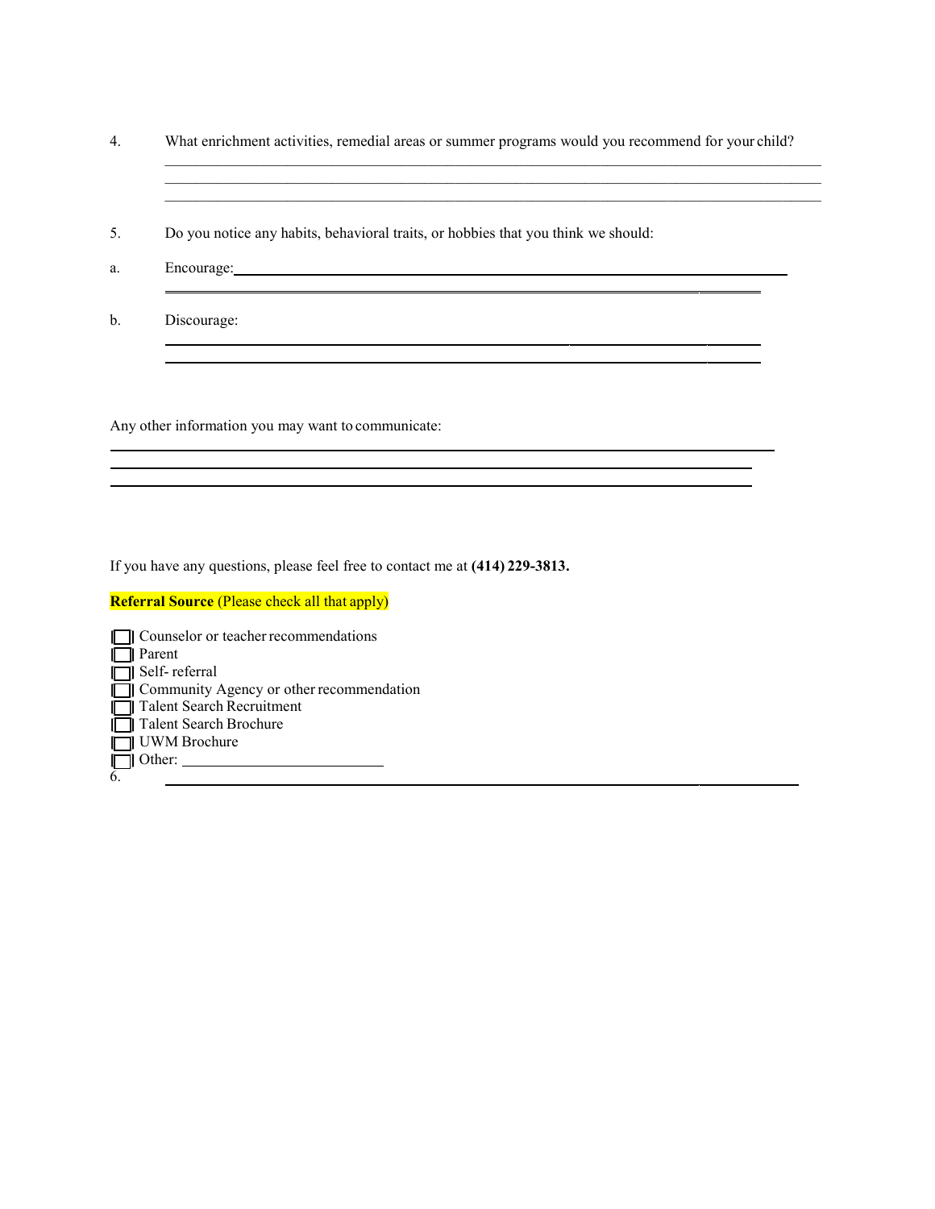4. What enrichment activities, remedial areas or summer programs would you recommend for your child?

________________________________________________________________________________
________________________________________________________________________________
________________________________________________________________________________

5. Do you notice any habits, behavioral traits, or hobbies that you think we should:

a. Encourage: ________________________________________________________________
________________________________________________________________________________

b. Discourage:
________________________________________________________________________________
________________________________________________________________________________

Any other information you may want to communicate:
________________________________________________________________________________
________________________________________________________________________________
________________________________________________________________________________

If you have any questions, please feel free to contact me at **(414) 229-3813.**

**Referral Source** (Please check all that apply)

- [ ] Counselor or teacher recommendations
- [ ] Parent
- [ ] Self- referral
- [ ] Community Agency or other recommendation
- [ ] Talent Search Recruitment
- [ ] Talent Search Brochure
- [ ] UWM Brochure
- [ ] Other: __________________________

6. ________________________________________________________________________________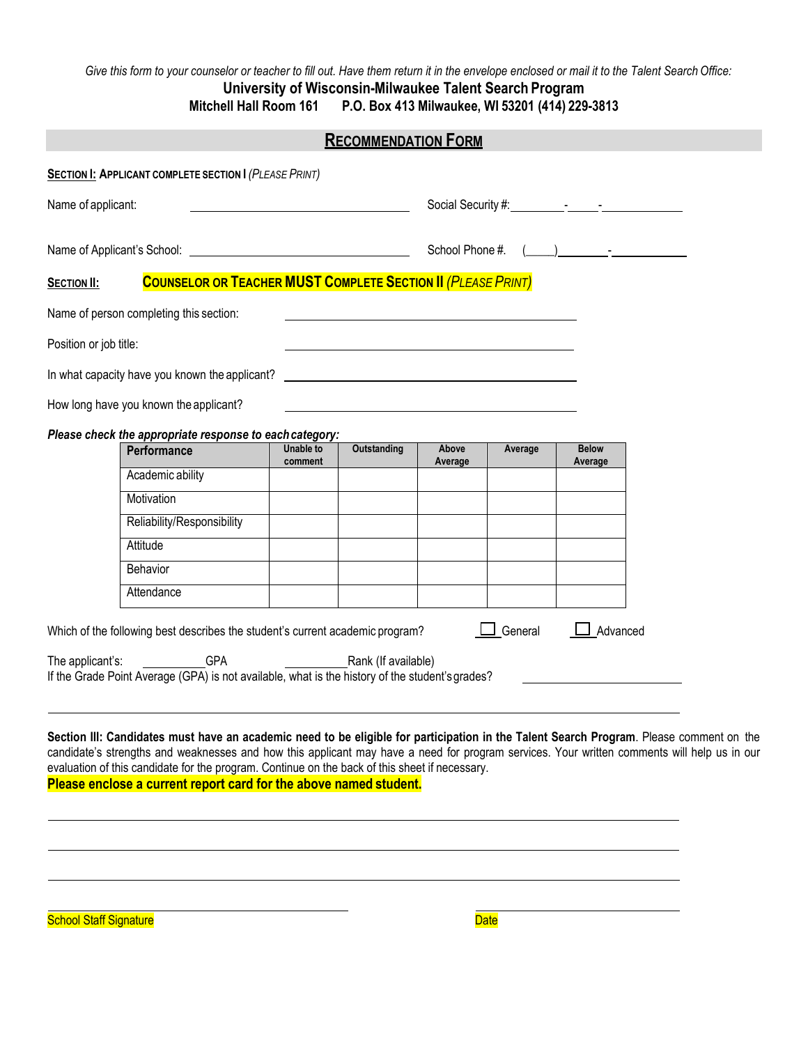*Give this form to your counselor or teacher to fill out. Have them return it in the envelope enclosed or mail it to the Talent Search Office:*

**University of Wisconsin-Milwaukee Talent Search Program**

**Mitchell Hall Room 161 P.O. Box 413 Milwaukee, WI 53201 (414) 229-3813**

## RECOMMENDATION FORM

**SECTION I: APPLICANT COMPLETE SECTION I** *(PLEASE PRINT)*

Name of applicant: ______________________ Social Security #: ______-_____-__________

Name of Applicant's School: ______________________ School Phone #. (____)______-__________

**SECTION II:** **COUNSELOR OR TEACHER MUST COMPLETE SECTION II** *(PLEASE PRINT)*

Name of person completing this section: ______________________

Position or job title: ______________________

In what capacity have you known the applicant? ______________________

How long have you known the applicant? ______________________

***Please check the appropriate response to each category:***

| Performance | Unable to comment | Outstanding | Above Average | Average | Below Average |
|---|---|---|---|---|---|
| Academic ability | | | | | |
| Motivation | | | | | |
| Reliability/Responsibility | | | | | |
| Attitude | | | | | |
| Behavior | | | | | |
| Attendance | | | | | |

Which of the following best describes the student's current academic program? ☐ General ☐ Advanced

The applicant's: __________ GPA __________ Rank (If available)

If the Grade Point Average (GPA) is not available, what is the history of the student's grades? ______________________

______________________________________________________________________

**Section III: Candidates must have an academic need to be eligible for participation in the Talent Search Program**. Please comment on the candidate's strengths and weaknesses and how this applicant may have a need for program services. Your written comments will help us in our evaluation of this candidate for the program. Continue on the back of this sheet if necessary.

**Please enclose a current report card for the above named student.**

______________________________________________________________________

______________________________________________________________________

______________________________________________________________________

______________________________ ______________________

School Staff Signature Date